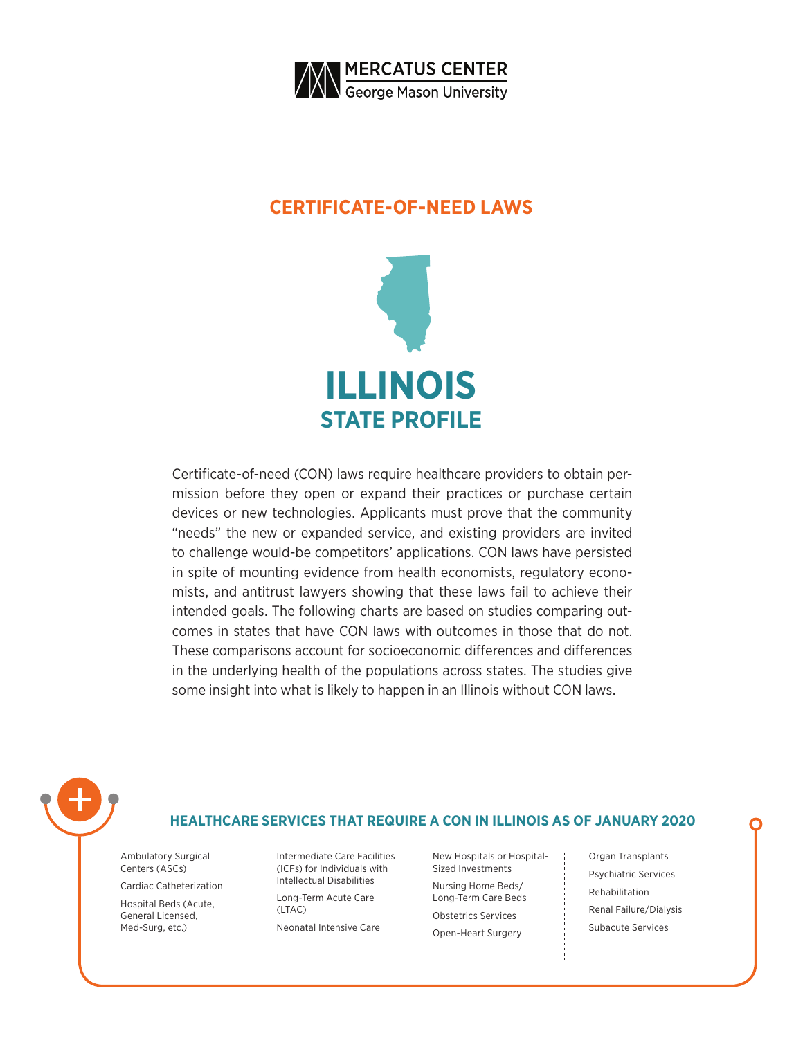MERCATUS CENTER
George Mason University

# CERTIFICATE-OF-NEED LAWS

# ILLINOIS
## STATE PROFILE

Certificate-of-need (CON) laws require healthcare providers to obtain permission before they open or expand their practices or purchase certain devices or new technologies. Applicants must prove that the community "needs" the new or expanded service, and existing providers are invited to challenge would-be competitors' applications. CON laws have persisted in spite of mounting evidence from health economists, regulatory economists, and antitrust lawyers showing that these laws fail to achieve their intended goals. The following charts are based on studies comparing outcomes in states that have CON laws with outcomes in those that do not. These comparisons account for socioeconomic differences and differences in the underlying health of the populations across states. The studies give some insight into what is likely to happen in an Illinois without CON laws.

### HEALTHCARE SERVICES THAT REQUIRE A CON IN ILLINOIS AS OF JANUARY 2020

- Ambulatory Surgical Centers (ASCs)
- Cardiac Catheterization
- Hospital Beds (Acute, General Licensed, Med-Surg, etc.)
- Intermediate Care Facilities (ICFs) for Individuals with Intellectual Disabilities
- Long-Term Acute Care (LTAC)
- Neonatal Intensive Care
- New Hospitals or Hospital-Sized Investments
- Nursing Home Beds/Long-Term Care Beds
- Obstetrics Services
- Open-Heart Surgery
- Organ Transplants
- Psychiatric Services
- Rehabilitation
- Renal Failure/Dialysis
- Subacute Services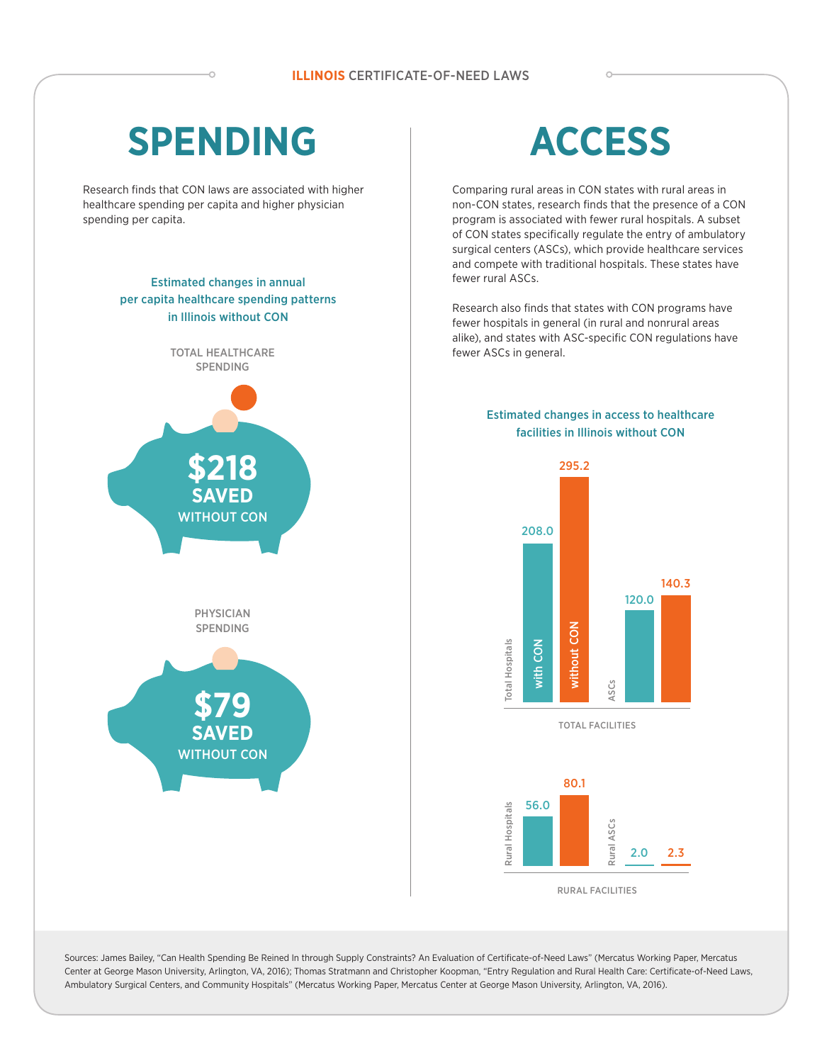**ILLINOIS** CERTIFICATE-OF-NEED LAWS

# SPENDING

Research finds that CON laws are associated with higher healthcare spending per capita and higher physician spending per capita.

### Estimated changes in annual per capita healthcare spending patterns in Illinois without CON

TOTAL HEALTHCARE SPENDING

**$218 SAVED** WITHOUT CON

PHYSICIAN SPENDING

**$79 SAVED** WITHOUT CON

# ACCESS

Comparing rural areas in CON states with rural areas in non-CON states, research finds that the presence of a CON program is associated with fewer rural hospitals. A subset of CON states specifically regulate the entry of ambulatory surgical centers (ASCs), which provide healthcare services and compete with traditional hospitals. These states have fewer rural ASCs.

Research also finds that states with CON programs have fewer hospitals in general (in rural and nonrural areas alike), and states with ASC-specific CON regulations have fewer ASCs in general.

### Estimated changes in access to healthcare facilities in Illinois without CON

TOTAL FACILITIES

| | with CON | without CON |
|---|---|---|
| Total Hospitals | 208.0 | 295.2 |
| ASCs | 120.0 | 140.3 |

RURAL FACILITIES

| | with CON | without CON |
|---|---|---|
| Rural Hospitals | 56.0 | 80.1 |
| Rural ASCs | 2.0 | 2.3 |

Sources: James Bailey, "Can Health Spending Be Reined In through Supply Constraints? An Evaluation of Certificate-of-Need Laws" (Mercatus Working Paper, Mercatus Center at George Mason University, Arlington, VA, 2016); Thomas Stratmann and Christopher Koopman, "Entry Regulation and Rural Health Care: Certificate-of-Need Laws, Ambulatory Surgical Centers, and Community Hospitals" (Mercatus Working Paper, Mercatus Center at George Mason University, Arlington, VA, 2016).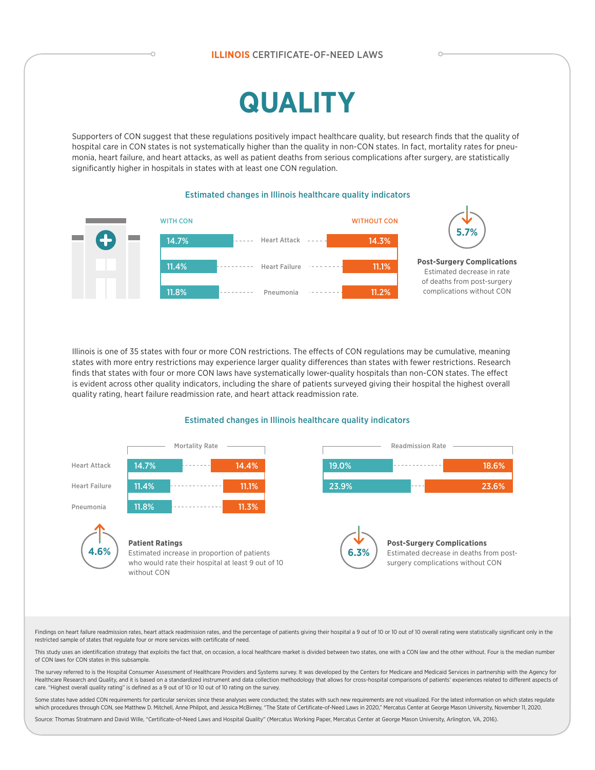ILLINOIS CERTIFICATE-OF-NEED LAWS

# QUALITY

Supporters of CON suggest that these regulations positively impact healthcare quality, but research finds that the quality of hospital care in CON states is not systematically higher than the quality in non-CON states. In fact, mortality rates for pneumonia, heart failure, and heart attacks, as well as patient deaths from serious complications after surgery, are statistically significantly higher in hospitals in states with at least one CON regulation.

### Estimated changes in Illinois healthcare quality indicators

WITH CON

WITHOUT CON

Heart Attack: 14.7% / 14.3%

Heart Failure: 11.4% / 11.1%

Pneumonia: 11.8% / 11.2%

5.7%

**Post-Surgery Complications**
Estimated decrease in rate of deaths from post-surgery complications without CON

Illinois is one of 35 states with four or more CON restrictions. The effects of CON regulations may be cumulative, meaning states with more entry restrictions may experience larger quality differences than states with fewer restrictions. Research finds that states with four or more CON laws have systematically lower-quality hospitals than non-CON states. The effect is evident across other quality indicators, including the share of patients surveyed giving their hospital the highest overall quality rating, heart failure readmission rate, and heart attack readmission rate.

### Estimated changes in Illinois healthcare quality indicators

Mortality Rate

Heart Attack: 14.7% / 14.4%

Heart Failure: 11.4% / 11.1%

Pneumonia: 11.8% / 11.3%

Readmission Rate

19.0% / 18.6%

23.9% / 23.6%

4.6%

**Patient Ratings**
Estimated increase in proportion of patients who would rate their hospital at least 9 out of 10 without CON

6.3%

**Post-Surgery Complications**
Estimated decrease in deaths from post-surgery complications without CON

Findings on heart failure readmission rates, heart attack readmission rates, and the percentage of patients giving their hospital a 9 out of 10 or 10 out of 10 overall rating were statistically significant only in the restricted sample of states that regulate four or more services with certificate of need.

This study uses an identification strategy that exploits the fact that, on occasion, a local healthcare market is divided between two states, one with a CON law and the other without. Four is the median number of CON laws for CON states in this subsample.

The survey referred to is the Hospital Consumer Assessment of Healthcare Providers and Systems survey. It was developed by the Centers for Medicare and Medicaid Services in partnership with the Agency for Healthcare Research and Quality, and it is based on a standardized instrument and data collection methodology that allows for cross-hospital comparisons of patients' experiences related to different aspects of care. "Highest overall quality rating" is defined as a 9 out of 10 or 10 out of 10 rating on the survey.

Some states have added CON requirements for particular services since these analyses were conducted; the states with such new requirements are not visualized. For the latest information on which states regulate which procedures through CON, see Matthew D. Mitchell, Anne Philpot, and Jessica McBirney, "The State of Certificate-of-Need Laws in 2020," Mercatus Center at George Mason University, November 11, 2020.

Source: Thomas Stratmann and David Wille, "Certificate-of-Need Laws and Hospital Quality" (Mercatus Working Paper, Mercatus Center at George Mason University, Arlington, VA, 2016).